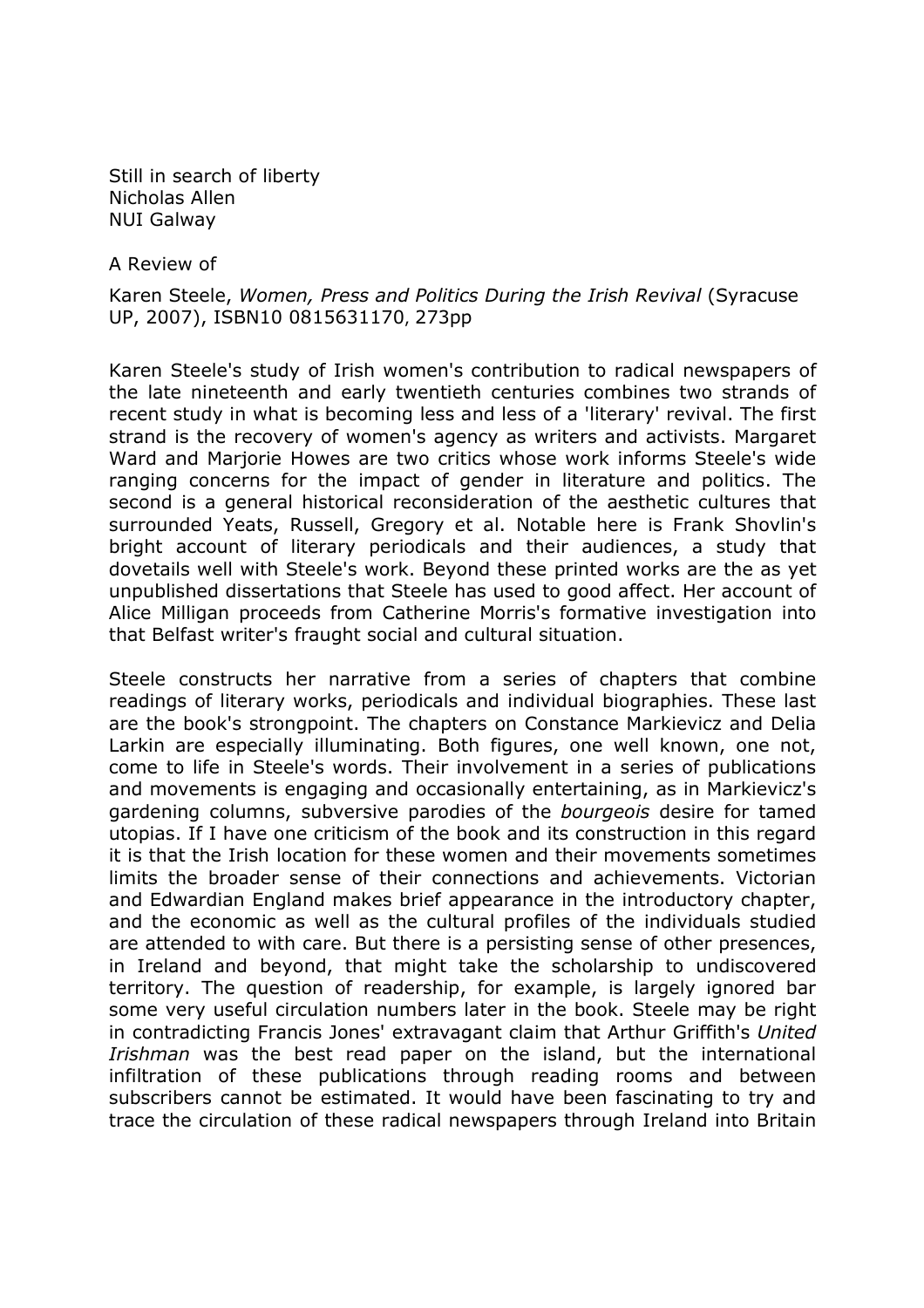Still in search of liberty
Nicholas Allen
NUI Galway

A Review of

Karen Steele, *Women, Press and Politics During the Irish Revival* (Syracuse UP, 2007), ISBN10 0815631170, 273pp

Karen Steele's study of Irish women's contribution to radical newspapers of the late nineteenth and early twentieth centuries combines two strands of recent study in what is becoming less and less of a 'literary' revival. The first strand is the recovery of women's agency as writers and activists. Margaret Ward and Marjorie Howes are two critics whose work informs Steele's wide ranging concerns for the impact of gender in literature and politics. The second is a general historical reconsideration of the aesthetic cultures that surrounded Yeats, Russell, Gregory et al. Notable here is Frank Shovlin's bright account of literary periodicals and their audiences, a study that dovetails well with Steele's work. Beyond these printed works are the as yet unpublished dissertations that Steele has used to good affect. Her account of Alice Milligan proceeds from Catherine Morris's formative investigation into that Belfast writer's fraught social and cultural situation.

Steele constructs her narrative from a series of chapters that combine readings of literary works, periodicals and individual biographies. These last are the book's strongpoint. The chapters on Constance Markievicz and Delia Larkin are especially illuminating. Both figures, one well known, one not, come to life in Steele's words. Their involvement in a series of publications and movements is engaging and occasionally entertaining, as in Markievicz's gardening columns, subversive parodies of the *bourgeois* desire for tamed utopias. If I have one criticism of the book and its construction in this regard it is that the Irish location for these women and their movements sometimes limits the broader sense of their connections and achievements. Victorian and Edwardian England makes brief appearance in the introductory chapter, and the economic as well as the cultural profiles of the individuals studied are attended to with care. But there is a persisting sense of other presences, in Ireland and beyond, that might take the scholarship to undiscovered territory. The question of readership, for example, is largely ignored bar some very useful circulation numbers later in the book. Steele may be right in contradicting Francis Jones' extravagant claim that Arthur Griffith's *United Irishman* was the best read paper on the island, but the international infiltration of these publications through reading rooms and between subscribers cannot be estimated. It would have been fascinating to try and trace the circulation of these radical newspapers through Ireland into Britain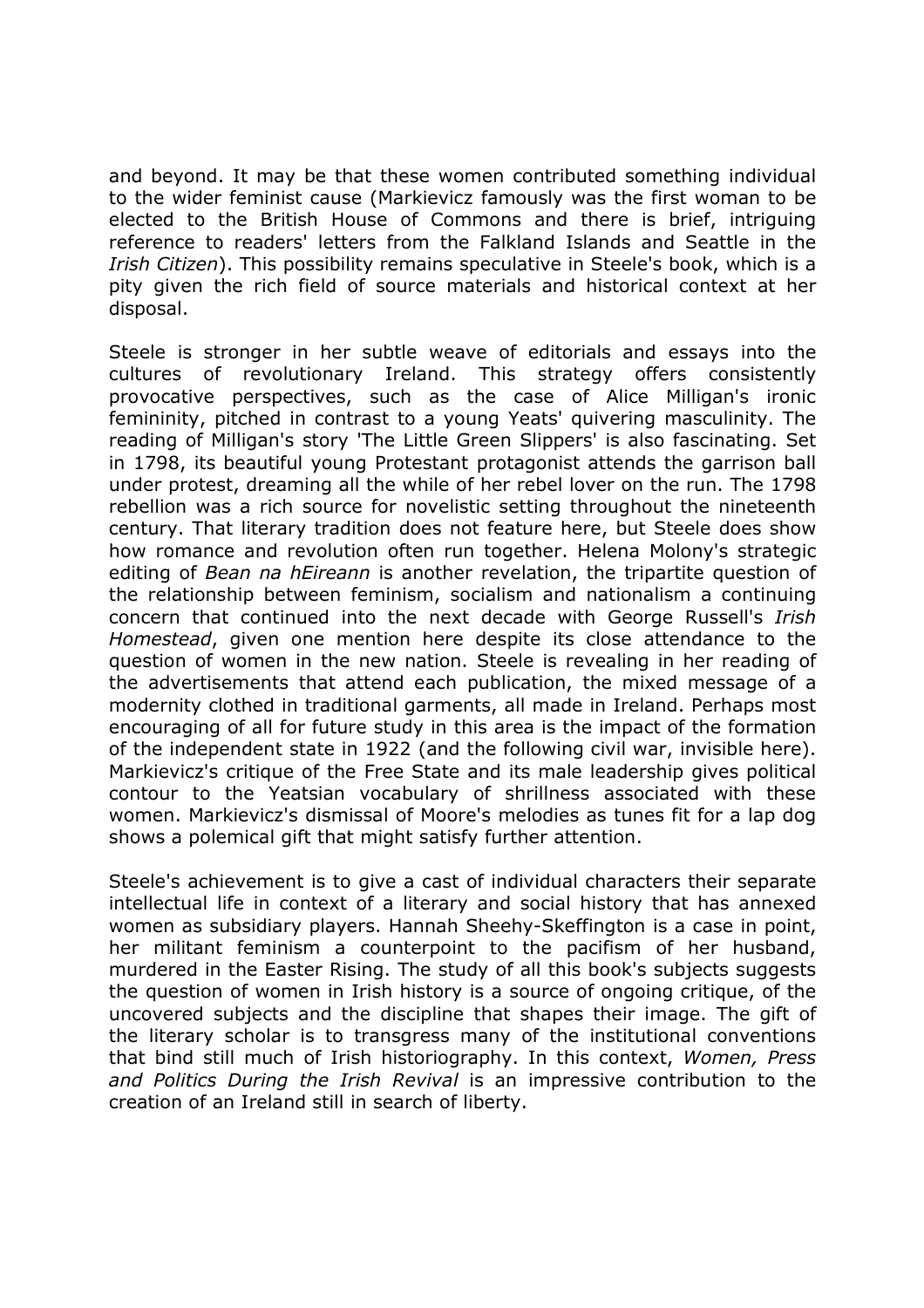and beyond. It may be that these women contributed something individual to the wider feminist cause (Markievicz famously was the first woman to be elected to the British House of Commons and there is brief, intriguing reference to readers' letters from the Falkland Islands and Seattle in the *Irish Citizen*). This possibility remains speculative in Steele's book, which is a pity given the rich field of source materials and historical context at her disposal.

Steele is stronger in her subtle weave of editorials and essays into the cultures of revolutionary Ireland. This strategy offers consistently provocative perspectives, such as the case of Alice Milligan's ironic femininity, pitched in contrast to a young Yeats' quivering masculinity. The reading of Milligan's story 'The Little Green Slippers' is also fascinating. Set in 1798, its beautiful young Protestant protagonist attends the garrison ball under protest, dreaming all the while of her rebel lover on the run. The 1798 rebellion was a rich source for novelistic setting throughout the nineteenth century. That literary tradition does not feature here, but Steele does show how romance and revolution often run together. Helena Molony's strategic editing of *Bean na hEireann* is another revelation, the tripartite question of the relationship between feminism, socialism and nationalism a continuing concern that continued into the next decade with George Russell's *Irish Homestead*, given one mention here despite its close attendance to the question of women in the new nation. Steele is revealing in her reading of the advertisements that attend each publication, the mixed message of a modernity clothed in traditional garments, all made in Ireland. Perhaps most encouraging of all for future study in this area is the impact of the formation of the independent state in 1922 (and the following civil war, invisible here). Markievicz's critique of the Free State and its male leadership gives political contour to the Yeatsian vocabulary of shrillness associated with these women. Markievicz's dismissal of Moore's melodies as tunes fit for a lap dog shows a polemical gift that might satisfy further attention.

Steele's achievement is to give a cast of individual characters their separate intellectual life in context of a literary and social history that has annexed women as subsidiary players. Hannah Sheehy-Skeffington is a case in point, her militant feminism a counterpoint to the pacifism of her husband, murdered in the Easter Rising. The study of all this book's subjects suggests the question of women in Irish history is a source of ongoing critique, of the uncovered subjects and the discipline that shapes their image. The gift of the literary scholar is to transgress many of the institutional conventions that bind still much of Irish historiography. In this context, *Women, Press and Politics During the Irish Revival* is an impressive contribution to the creation of an Ireland still in search of liberty.